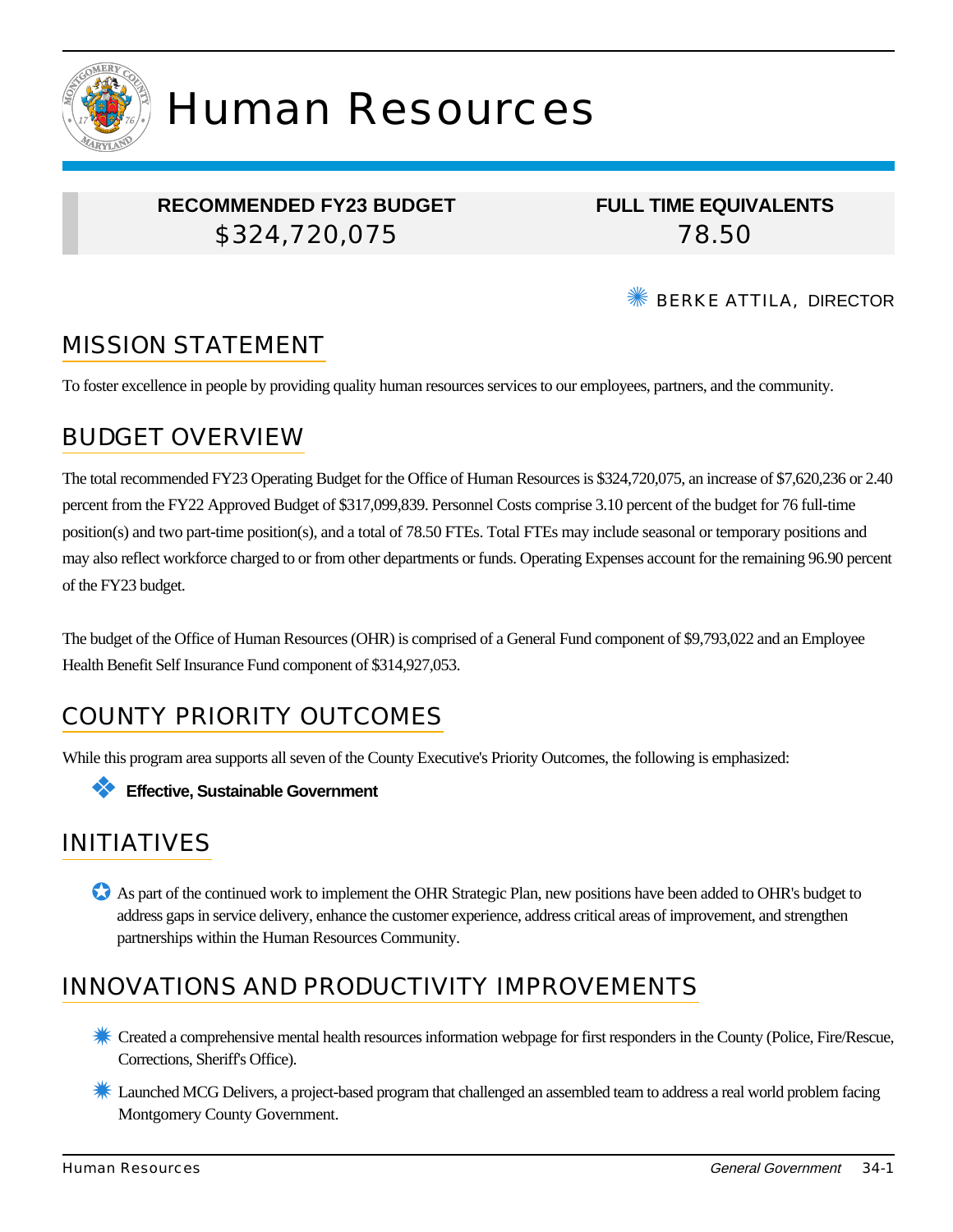# Human Resources

| RECOMMENDED FY23 BUDGET | FULL TIME EQUIVALENTS |
|---|---|
| $324,720,075 | 78.50 |

BERKE ATTILA, DIRECTOR

## MISSION STATEMENT

To foster excellence in people by providing quality human resources services to our employees, partners, and the community.

## BUDGET OVERVIEW

The total recommended FY23 Operating Budget for the Office of Human Resources is $324,720,075, an increase of $7,620,236 or 2.40 percent from the FY22 Approved Budget of $317,099,839. Personnel Costs comprise 3.10 percent of the budget for 76 full-time position(s) and two part-time position(s), and a total of 78.50 FTEs. Total FTEs may include seasonal or temporary positions and may also reflect workforce charged to or from other departments or funds. Operating Expenses account for the remaining 96.90 percent of the FY23 budget.

The budget of the Office of Human Resources (OHR) is comprised of a General Fund component of $9,793,022 and an Employee Health Benefit Self Insurance Fund component of $314,927,053.

## COUNTY PRIORITY OUTCOMES

While this program area supports all seven of the County Executive's Priority Outcomes, the following is emphasized:

- **Effective, Sustainable Government**

## INITIATIVES

- As part of the continued work to implement the OHR Strategic Plan, new positions have been added to OHR's budget to address gaps in service delivery, enhance the customer experience, address critical areas of improvement, and strengthen partnerships within the Human Resources Community.

## INNOVATIONS AND PRODUCTIVITY IMPROVEMENTS

- Created a comprehensive mental health resources information webpage for first responders in the County (Police, Fire/Rescue, Corrections, Sheriff's Office).
- Launched MCG Delivers, a project-based program that challenged an assembled team to address a real world problem facing Montgomery County Government.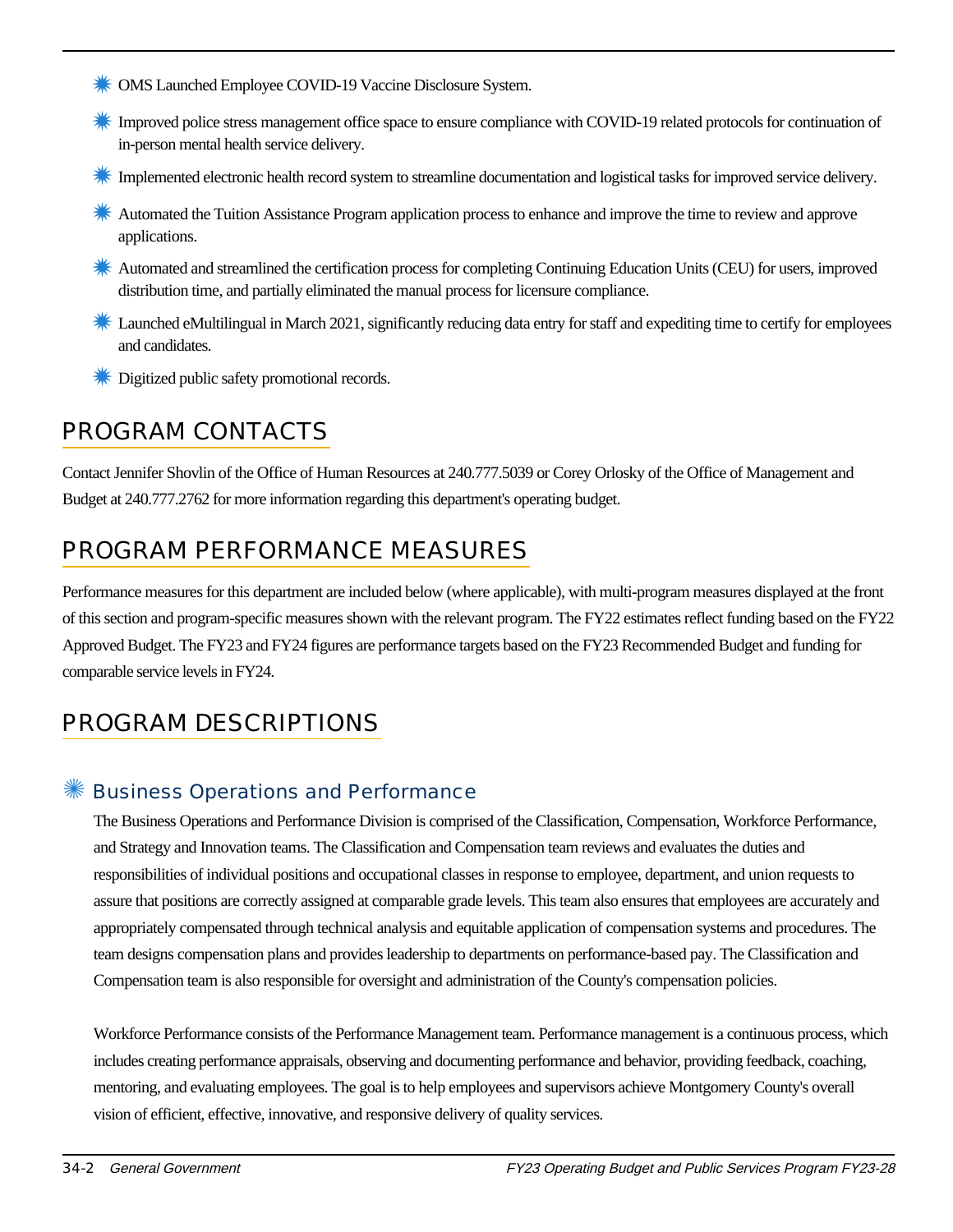- OMS Launched Employee COVID-19 Vaccine Disclosure System.
- Improved police stress management office space to ensure compliance with COVID-19 related protocols for continuation of in-person mental health service delivery.
- Implemented electronic health record system to streamline documentation and logistical tasks for improved service delivery.
- Automated the Tuition Assistance Program application process to enhance and improve the time to review and approve applications.
- Automated and streamlined the certification process for completing Continuing Education Units (CEU) for users, improved distribution time, and partially eliminated the manual process for licensure compliance.
- Launched eMultilingual in March 2021, significantly reducing data entry for staff and expediting time to certify for employees and candidates.
- Digitized public safety promotional records.

## PROGRAM CONTACTS

Contact Jennifer Shovlin of the Office of Human Resources at 240.777.5039 or Corey Orlosky of the Office of Management and Budget at 240.777.2762 for more information regarding this department's operating budget.

## PROGRAM PERFORMANCE MEASURES

Performance measures for this department are included below (where applicable), with multi-program measures displayed at the front of this section and program-specific measures shown with the relevant program. The FY22 estimates reflect funding based on the FY22 Approved Budget. The FY23 and FY24 figures are performance targets based on the FY23 Recommended Budget and funding for comparable service levels in FY24.

## PROGRAM DESCRIPTIONS

### Business Operations and Performance

The Business Operations and Performance Division is comprised of the Classification, Compensation, Workforce Performance, and Strategy and Innovation teams. The Classification and Compensation team reviews and evaluates the duties and responsibilities of individual positions and occupational classes in response to employee, department, and union requests to assure that positions are correctly assigned at comparable grade levels. This team also ensures that employees are accurately and appropriately compensated through technical analysis and equitable application of compensation systems and procedures. The team designs compensation plans and provides leadership to departments on performance-based pay. The Classification and Compensation team is also responsible for oversight and administration of the County's compensation policies.

Workforce Performance consists of the Performance Management team. Performance management is a continuous process, which includes creating performance appraisals, observing and documenting performance and behavior, providing feedback, coaching, mentoring, and evaluating employees. The goal is to help employees and supervisors achieve Montgomery County's overall vision of efficient, effective, innovative, and responsive delivery of quality services.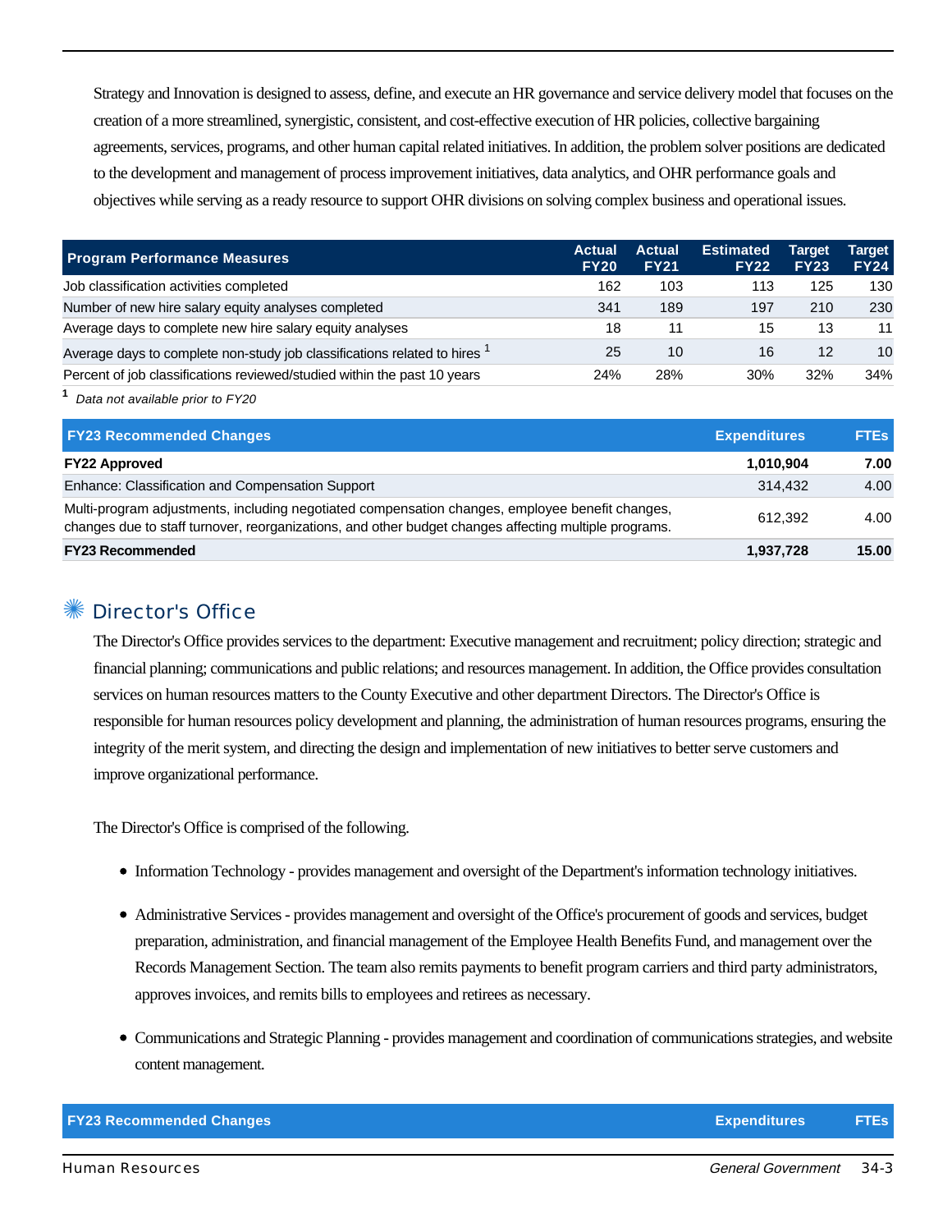Strategy and Innovation is designed to assess, define, and execute an HR governance and service delivery model that focuses on the creation of a more streamlined, synergistic, consistent, and cost-effective execution of HR policies, collective bargaining agreements, services, programs, and other human capital related initiatives. In addition, the problem solver positions are dedicated to the development and management of process improvement initiatives, data analytics, and OHR performance goals and objectives while serving as a ready resource to support OHR divisions on solving complex business and operational issues.

| Program Performance Measures | Actual FY20 | Actual FY21 | Estimated FY22 | Target FY23 | Target FY24 |
|---|---|---|---|---|---|
| Job classification activities completed | 162 | 103 | 113 | 125 | 130 |
| Number of new hire salary equity analyses completed | 341 | 189 | 197 | 210 | 230 |
| Average days to complete new hire salary equity analyses | 18 | 11 | 15 | 13 | 11 |
| Average days to complete non-study job classifications related to hires [1] | 25 | 10 | 16 | 12 | 10 |
| Percent of job classifications reviewed/studied within the past 10 years | 24% | 28% | 30% | 32% | 34% |

[1] *Data not available prior to FY20*

| FY23 Recommended Changes | Expenditures | FTEs |
|---|---|---|
| **FY22 Approved** | **1,010,904** | **7.00** |
| Enhance: Classification and Compensation Support | 314,432 | 4.00 |
| Multi-program adjustments, including negotiated compensation changes, employee benefit changes, changes due to staff turnover, reorganizations, and other budget changes affecting multiple programs. | 612,392 | 4.00 |
| **FY23 Recommended** | **1,937,728** | **15.00** |

## Director's Office

The Director's Office provides services to the department: Executive management and recruitment; policy direction; strategic and financial planning; communications and public relations; and resources management. In addition, the Office provides consultation services on human resources matters to the County Executive and other department Directors. The Director's Office is responsible for human resources policy development and planning, the administration of human resources programs, ensuring the integrity of the merit system, and directing the design and implementation of new initiatives to better serve customers and improve organizational performance.

The Director's Office is comprised of the following.

- Information Technology - provides management and oversight of the Department's information technology initiatives.
- Administrative Services - provides management and oversight of the Office's procurement of goods and services, budget preparation, administration, and financial management of the Employee Health Benefits Fund, and management over the Records Management Section. The team also remits payments to benefit program carriers and third party administrators, approves invoices, and remits bills to employees and retirees as necessary.
- Communications and Strategic Planning - provides management and coordination of communications strategies, and website content management.

| FY23 Recommended Changes | Expenditures | FTEs |
|---|---|---|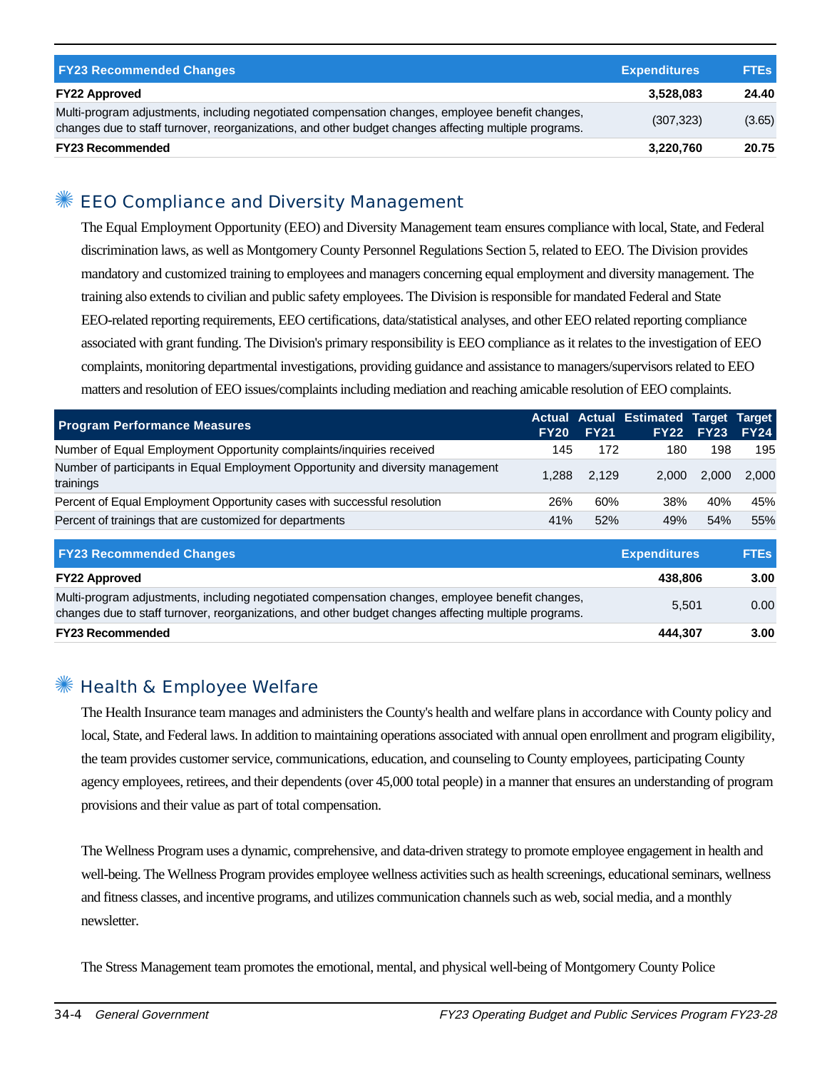| FY23 Recommended Changes | Expenditures | FTEs |
| --- | --- | --- |
| **FY22 Approved** | **3,528,083** | **24.40** |
| Multi-program adjustments, including negotiated compensation changes, employee benefit changes, changes due to staff turnover, reorganizations, and other budget changes affecting multiple programs. | (307,323) | (3.65) |
| **FY23 Recommended** | **3,220,760** | **20.75** |

## EEO Compliance and Diversity Management

The Equal Employment Opportunity (EEO) and Diversity Management team ensures compliance with local, State, and Federal discrimination laws, as well as Montgomery County Personnel Regulations Section 5, related to EEO. The Division provides mandatory and customized training to employees and managers concerning equal employment and diversity management. The training also extends to civilian and public safety employees. The Division is responsible for mandated Federal and State EEO-related reporting requirements, EEO certifications, data/statistical analyses, and other EEO related reporting compliance associated with grant funding. The Division's primary responsibility is EEO compliance as it relates to the investigation of EEO complaints, monitoring departmental investigations, providing guidance and assistance to managers/supervisors related to EEO matters and resolution of EEO issues/complaints including mediation and reaching amicable resolution of EEO complaints.

| Program Performance Measures | Actual FY20 | Actual FY21 | Estimated FY22 | Target FY23 | Target FY24 |
| --- | --- | --- | --- | --- | --- |
| Number of Equal Employment Opportunity complaints/inquiries received | 145 | 172 | 180 | 198 | 195 |
| Number of participants in Equal Employment Opportunity and diversity management trainings | 1,288 | 2,129 | 2,000 | 2,000 | 2,000 |
| Percent of Equal Employment Opportunity cases with successful resolution | 26% | 60% | 38% | 40% | 45% |
| Percent of trainings that are customized for departments | 41% | 52% | 49% | 54% | 55% |

| FY23 Recommended Changes | Expenditures | FTEs |
| --- | --- | --- |
| **FY22 Approved** | **438,806** | **3.00** |
| Multi-program adjustments, including negotiated compensation changes, employee benefit changes, changes due to staff turnover, reorganizations, and other budget changes affecting multiple programs. | 5,501 | 0.00 |
| **FY23 Recommended** | **444,307** | **3.00** |

## Health & Employee Welfare

The Health Insurance team manages and administers the County's health and welfare plans in accordance with County policy and local, State, and Federal laws. In addition to maintaining operations associated with annual open enrollment and program eligibility, the team provides customer service, communications, education, and counseling to County employees, participating County agency employees, retirees, and their dependents (over 45,000 total people) in a manner that ensures an understanding of program provisions and their value as part of total compensation.

The Wellness Program uses a dynamic, comprehensive, and data-driven strategy to promote employee engagement in health and well-being. The Wellness Program provides employee wellness activities such as health screenings, educational seminars, wellness and fitness classes, and incentive programs, and utilizes communication channels such as web, social media, and a monthly newsletter.

The Stress Management team promotes the emotional, mental, and physical well-being of Montgomery County Police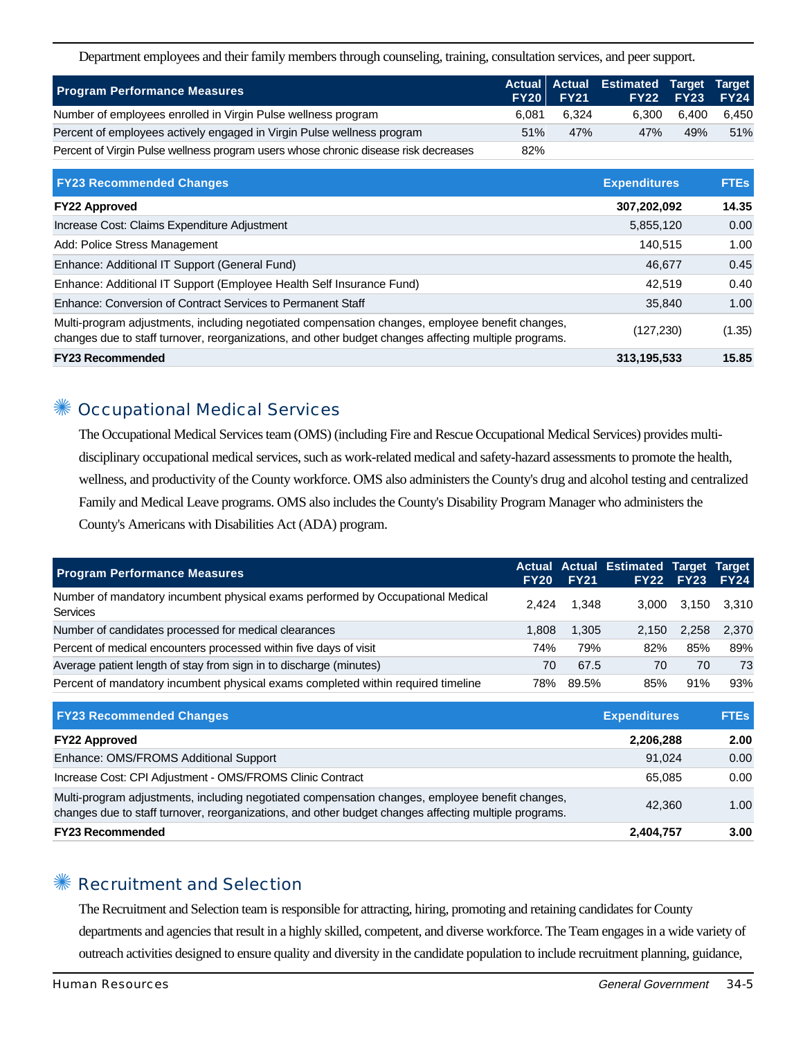Department employees and their family members through counseling, training, consultation services, and peer support.

| Program Performance Measures | Actual FY20 | Actual FY21 | Estimated FY22 | Target FY23 | Target FY24 |
|---|---|---|---|---|---|
| Number of employees enrolled in Virgin Pulse wellness program | 6,081 | 6,324 | 6,300 | 6,400 | 6,450 |
| Percent of employees actively engaged in Virgin Pulse wellness program | 51% | 47% | 47% | 49% | 51% |
| Percent of Virgin Pulse wellness program users whose chronic disease risk decreases | 82% | | | | |

| FY23 Recommended Changes | Expenditures | FTEs |
|---|---|---|
| **FY22 Approved** | **307,202,092** | **14.35** |
| Increase Cost: Claims Expenditure Adjustment | 5,855,120 | 0.00 |
| Add: Police Stress Management | 140,515 | 1.00 |
| Enhance: Additional IT Support (General Fund) | 46,677 | 0.45 |
| Enhance: Additional IT Support (Employee Health Self Insurance Fund) | 42,519 | 0.40 |
| Enhance: Conversion of Contract Services to Permanent Staff | 35,840 | 1.00 |
| Multi-program adjustments, including negotiated compensation changes, employee benefit changes, changes due to staff turnover, reorganizations, and other budget changes affecting multiple programs. | (127,230) | (1.35) |
| **FY23 Recommended** | **313,195,533** | **15.85** |

## Occupational Medical Services

The Occupational Medical Services team (OMS) (including Fire and Rescue Occupational Medical Services) provides multi-disciplinary occupational medical services, such as work-related medical and safety-hazard assessments to promote the health, wellness, and productivity of the County workforce. OMS also administers the County's drug and alcohol testing and centralized Family and Medical Leave programs. OMS also includes the County's Disability Program Manager who administers the County's Americans with Disabilities Act (ADA) program.

| Program Performance Measures | Actual FY20 | Actual FY21 | Estimated FY22 | Target FY23 | Target FY24 |
|---|---|---|---|---|---|
| Number of mandatory incumbent physical exams performed by Occupational Medical Services | 2,424 | 1,348 | 3,000 | 3,150 | 3,310 |
| Number of candidates processed for medical clearances | 1,808 | 1,305 | 2,150 | 2,258 | 2,370 |
| Percent of medical encounters processed within five days of visit | 74% | 79% | 82% | 85% | 89% |
| Average patient length of stay from sign in to discharge (minutes) | 70 | 67.5 | 70 | 70 | 73 |
| Percent of mandatory incumbent physical exams completed within required timeline | 78% | 89.5% | 85% | 91% | 93% |

| FY23 Recommended Changes | Expenditures | FTEs |
|---|---|---|
| **FY22 Approved** | **2,206,288** | **2.00** |
| Enhance: OMS/FROMS Additional Support | 91,024 | 0.00 |
| Increase Cost: CPI Adjustment - OMS/FROMS Clinic Contract | 65,085 | 0.00 |
| Multi-program adjustments, including negotiated compensation changes, employee benefit changes, changes due to staff turnover, reorganizations, and other budget changes affecting multiple programs. | 42,360 | 1.00 |
| **FY23 Recommended** | **2,404,757** | **3.00** |

## Recruitment and Selection

The Recruitment and Selection team is responsible for attracting, hiring, promoting and retaining candidates for County departments and agencies that result in a highly skilled, competent, and diverse workforce. The Team engages in a wide variety of outreach activities designed to ensure quality and diversity in the candidate population to include recruitment planning, guidance,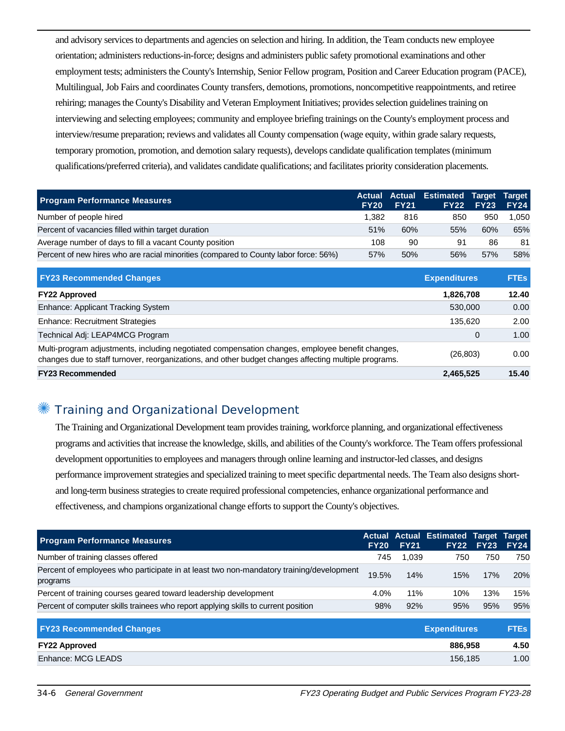and advisory services to departments and agencies on selection and hiring. In addition, the Team conducts new employee orientation; administers reductions-in-force; designs and administers public safety promotional examinations and other employment tests; administers the County's Internship, Senior Fellow program, Position and Career Education program (PACE), Multilingual, Job Fairs and coordinates County transfers, demotions, promotions, noncompetitive reappointments, and retiree rehiring; manages the County's Disability and Veteran Employment Initiatives; provides selection guidelines training on interviewing and selecting employees; community and employee briefing trainings on the County's employment process and interview/resume preparation; reviews and validates all County compensation (wage equity, within grade salary requests, temporary promotion, promotion, and demotion salary requests), develops candidate qualification templates (minimum qualifications/preferred criteria), and validates candidate qualifications; and facilitates priority consideration placements.

| Program Performance Measures | Actual FY20 | Actual FY21 | Estimated FY22 | Target FY23 | Target FY24 |
|---|---|---|---|---|---|
| Number of people hired | 1,382 | 816 | 850 | 950 | 1,050 |
| Percent of vacancies filled within target duration | 51% | 60% | 55% | 60% | 65% |
| Average number of days to fill a vacant County position | 108 | 90 | 91 | 86 | 81 |
| Percent of new hires who are racial minorities (compared to County labor force: 56%) | 57% | 50% | 56% | 57% | 58% |

| FY23 Recommended Changes | Expenditures | FTEs |
|---|---|---|
| **FY22 Approved** | **1,826,708** | **12.40** |
| Enhance: Applicant Tracking System | 530,000 | 0.00 |
| Enhance: Recruitment Strategies | 135,620 | 2.00 |
| Technical Adj: LEAP4MCG Program | 0 | 1.00 |
| Multi-program adjustments, including negotiated compensation changes, employee benefit changes, changes due to staff turnover, reorganizations, and other budget changes affecting multiple programs. | (26,803) | 0.00 |
| **FY23 Recommended** | **2,465,525** | **15.40** |

## Training and Organizational Development

The Training and Organizational Development team provides training, workforce planning, and organizational effectiveness programs and activities that increase the knowledge, skills, and abilities of the County's workforce. The Team offers professional development opportunities to employees and managers through online learning and instructor-led classes, and designs performance improvement strategies and specialized training to meet specific departmental needs. The Team also designs short- and long-term business strategies to create required professional competencies, enhance organizational performance and effectiveness, and champions organizational change efforts to support the County's objectives.

| Program Performance Measures | Actual FY20 | Actual FY21 | Estimated FY22 | Target FY23 | Target FY24 |
|---|---|---|---|---|---|
| Number of training classes offered | 745 | 1,039 | 750 | 750 | 750 |
| Percent of employees who participate in at least two non-mandatory training/development programs | 19.5% | 14% | 15% | 17% | 20% |
| Percent of training courses geared toward leadership development | 4.0% | 11% | 10% | 13% | 15% |
| Percent of computer skills trainees who report applying skills to current position | 98% | 92% | 95% | 95% | 95% |

| FY23 Recommended Changes | Expenditures | FTEs |
|---|---|---|
| **FY22 Approved** | **886,958** | **4.50** |
| Enhance: MCG LEADS | 156,185 | 1.00 |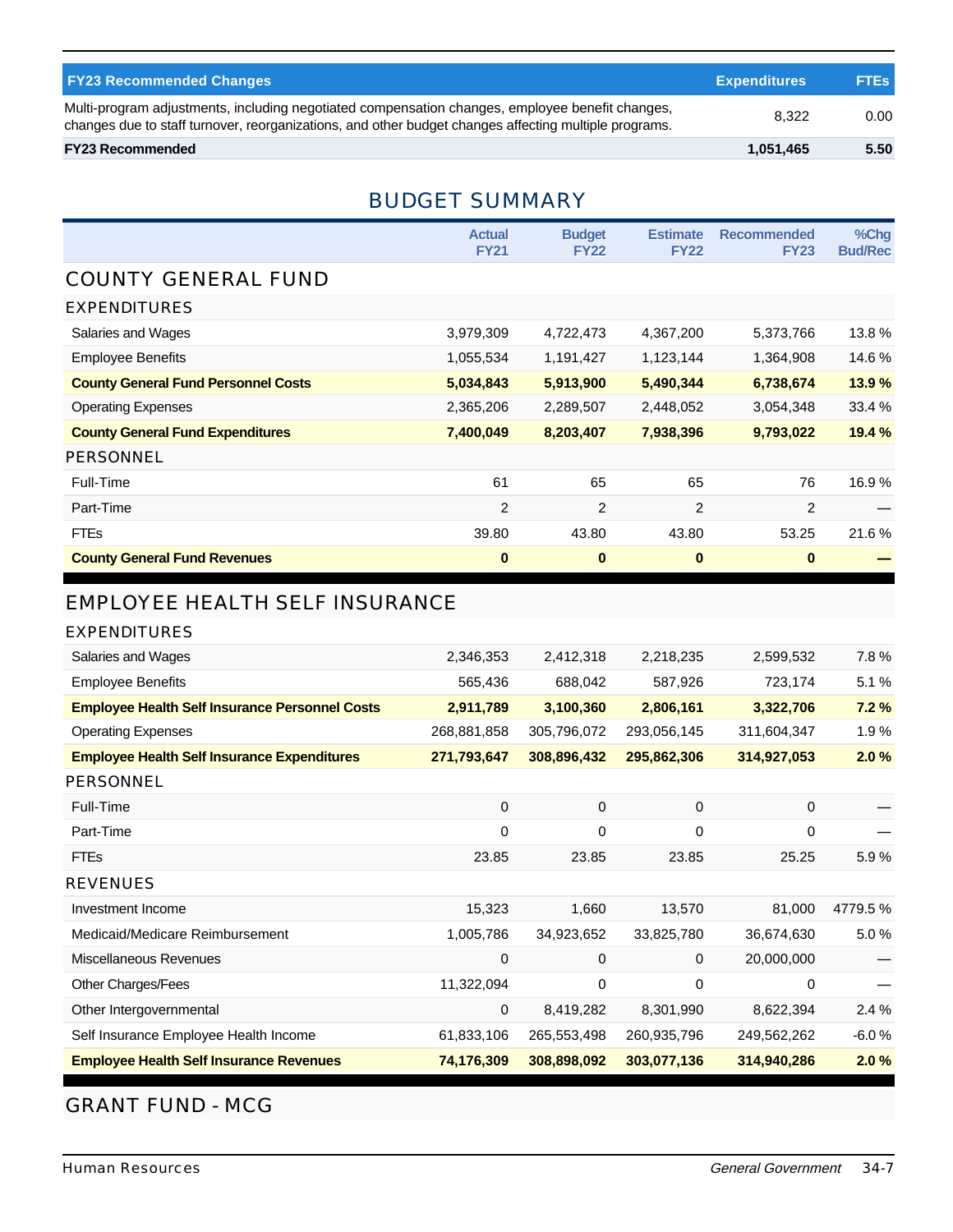| FY23 Recommended Changes | Expenditures | FTEs |
|---|---|---|
| Multi-program adjustments, including negotiated compensation changes, employee benefit changes, changes due to staff turnover, reorganizations, and other budget changes affecting multiple programs. | 8,322 | 0.00 |
| **FY23 Recommended** | **1,051,465** | **5.50** |

## BUDGET SUMMARY

| | Actual FY21 | Budget FY22 | Estimate FY22 | Recommended FY23 | %Chg Bud/Rec |
|---|---|---|---|---|---|
| **COUNTY GENERAL FUND** | | | | | |
| **EXPENDITURES** | | | | | |
| Salaries and Wages | 3,979,309 | 4,722,473 | 4,367,200 | 5,373,766 | 13.8 % |
| Employee Benefits | 1,055,534 | 1,191,427 | 1,123,144 | 1,364,908 | 14.6 % |
| **County General Fund Personnel Costs** | **5,034,843** | **5,913,900** | **5,490,344** | **6,738,674** | **13.9 %** |
| Operating Expenses | 2,365,206 | 2,289,507 | 2,448,052 | 3,054,348 | 33.4 % |
| **County General Fund Expenditures** | **7,400,049** | **8,203,407** | **7,938,396** | **9,793,022** | **19.4 %** |
| **PERSONNEL** | | | | | |
| Full-Time | 61 | 65 | 65 | 76 | 16.9 % |
| Part-Time | 2 | 2 | 2 | 2 | — |
| FTEs | 39.80 | 43.80 | 43.80 | 53.25 | 21.6 % |
| **County General Fund Revenues** | **0** | **0** | **0** | **0** | **—** |
| **EMPLOYEE HEALTH SELF INSURANCE** | | | | | |
| **EXPENDITURES** | | | | | |
| Salaries and Wages | 2,346,353 | 2,412,318 | 2,218,235 | 2,599,532 | 7.8 % |
| Employee Benefits | 565,436 | 688,042 | 587,926 | 723,174 | 5.1 % |
| **Employee Health Self Insurance Personnel Costs** | **2,911,789** | **3,100,360** | **2,806,161** | **3,322,706** | **7.2 %** |
| Operating Expenses | 268,881,858 | 305,796,072 | 293,056,145 | 311,604,347 | 1.9 % |
| **Employee Health Self Insurance Expenditures** | **271,793,647** | **308,896,432** | **295,862,306** | **314,927,053** | **2.0 %** |
| **PERSONNEL** | | | | | |
| Full-Time | 0 | 0 | 0 | 0 | — |
| Part-Time | 0 | 0 | 0 | 0 | — |
| FTEs | 23.85 | 23.85 | 23.85 | 25.25 | 5.9 % |
| **REVENUES** | | | | | |
| Investment Income | 15,323 | 1,660 | 13,570 | 81,000 | 4779.5 % |
| Medicaid/Medicare Reimbursement | 1,005,786 | 34,923,652 | 33,825,780 | 36,674,630 | 5.0 % |
| Miscellaneous Revenues | 0 | 0 | 0 | 20,000,000 | — |
| Other Charges/Fees | 11,322,094 | 0 | 0 | 0 | — |
| Other Intergovernmental | 0 | 8,419,282 | 8,301,990 | 8,622,394 | 2.4 % |
| Self Insurance Employee Health Income | 61,833,106 | 265,553,498 | 260,935,796 | 249,562,262 | -6.0 % |
| **Employee Health Self Insurance Revenues** | **74,176,309** | **308,898,092** | **303,077,136** | **314,940,286** | **2.0 %** |
| **GRANT FUND - MCG** | | | | | |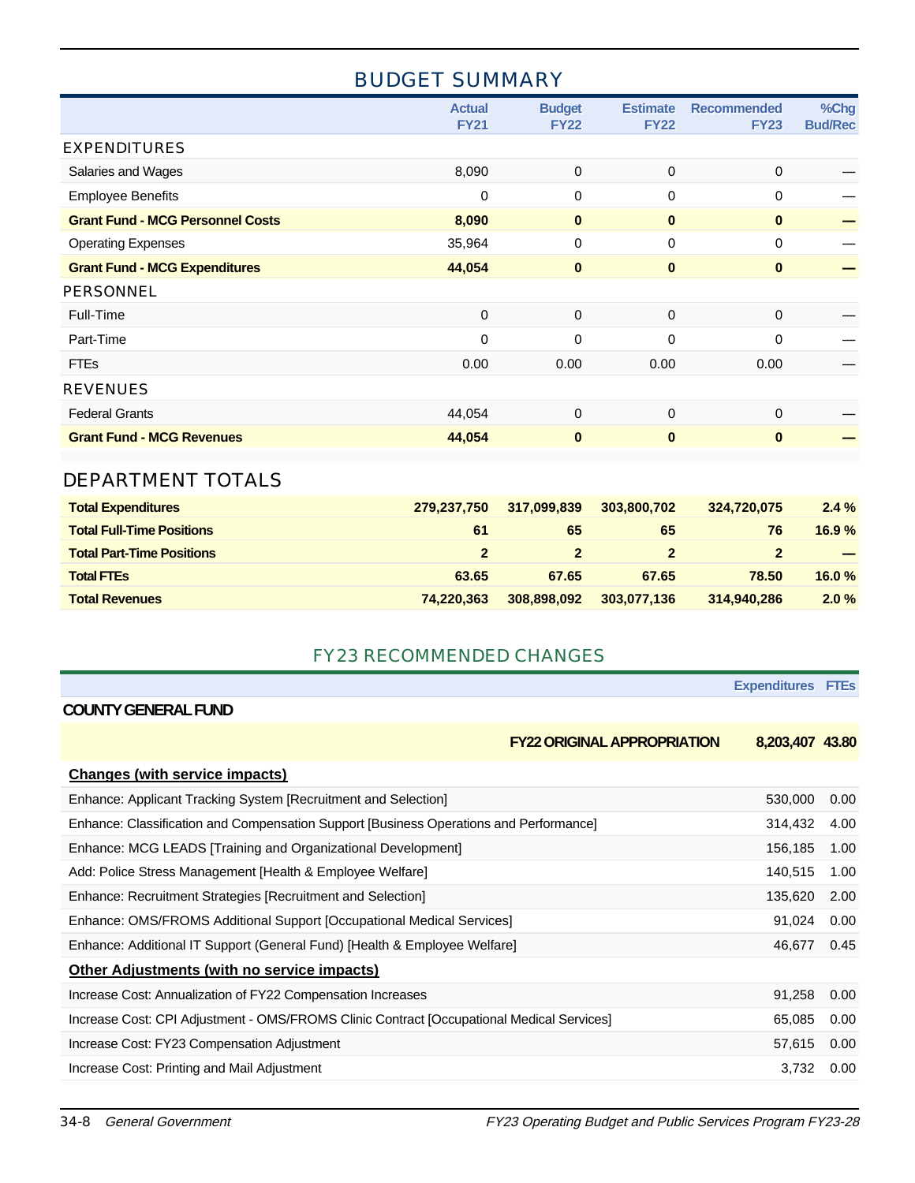## BUDGET SUMMARY

| | Actual FY21 | Budget FY22 | Estimate FY22 | Recommended FY23 | %Chg Bud/Rec |
|---|---|---|---|---|---|
| **EXPENDITURES** | | | | | |
| Salaries and Wages | 8,090 | 0 | 0 | 0 | — |
| Employee Benefits | 0 | 0 | 0 | 0 | — |
| **Grant Fund - MCG Personnel Costs** | **8,090** | **0** | **0** | **0** | **—** |
| Operating Expenses | 35,964 | 0 | 0 | 0 | — |
| **Grant Fund - MCG Expenditures** | **44,054** | **0** | **0** | **0** | **—** |
| **PERSONNEL** | | | | | |
| Full-Time | 0 | 0 | 0 | 0 | — |
| Part-Time | 0 | 0 | 0 | 0 | — |
| FTEs | 0.00 | 0.00 | 0.00 | 0.00 | — |
| **REVENUES** | | | | | |
| Federal Grants | 44,054 | 0 | 0 | 0 | — |
| **Grant Fund - MCG Revenues** | **44,054** | **0** | **0** | **0** | **—** |

## DEPARTMENT TOTALS

| | | | | | |
|---|---|---|---|---|---|
| **Total Expenditures** | **279,237,750** | **317,099,839** | **303,800,702** | **324,720,075** | **2.4 %** |
| **Total Full-Time Positions** | **61** | **65** | **65** | **76** | **16.9 %** |
| **Total Part-Time Positions** | **2** | **2** | **2** | **2** | **—** |
| **Total FTEs** | **63.65** | **67.65** | **67.65** | **78.50** | **16.0 %** |
| **Total Revenues** | **74,220,363** | **308,898,092** | **303,077,136** | **314,940,286** | **2.0 %** |

## FY23 RECOMMENDED CHANGES

| | Expenditures | FTEs |
|---|---|---|
| **COUNTY GENERAL FUND** | | |
| **FY22 ORIGINAL APPROPRIATION** | **8,203,407** | **43.80** |
| **Changes (with service impacts)** | | |
| Enhance: Applicant Tracking System [Recruitment and Selection] | 530,000 | 0.00 |
| Enhance: Classification and Compensation Support [Business Operations and Performance] | 314,432 | 4.00 |
| Enhance: MCG LEADS [Training and Organizational Development] | 156,185 | 1.00 |
| Add: Police Stress Management [Health & Employee Welfare] | 140,515 | 1.00 |
| Enhance: Recruitment Strategies [Recruitment and Selection] | 135,620 | 2.00 |
| Enhance: OMS/FROMS Additional Support [Occupational Medical Services] | 91,024 | 0.00 |
| Enhance: Additional IT Support (General Fund) [Health & Employee Welfare] | 46,677 | 0.45 |
| **Other Adjustments (with no service impacts)** | | |
| Increase Cost: Annualization of FY22 Compensation Increases | 91,258 | 0.00 |
| Increase Cost: CPI Adjustment - OMS/FROMS Clinic Contract [Occupational Medical Services] | 65,085 | 0.00 |
| Increase Cost: FY23 Compensation Adjustment | 57,615 | 0.00 |
| Increase Cost: Printing and Mail Adjustment | 3,732 | 0.00 |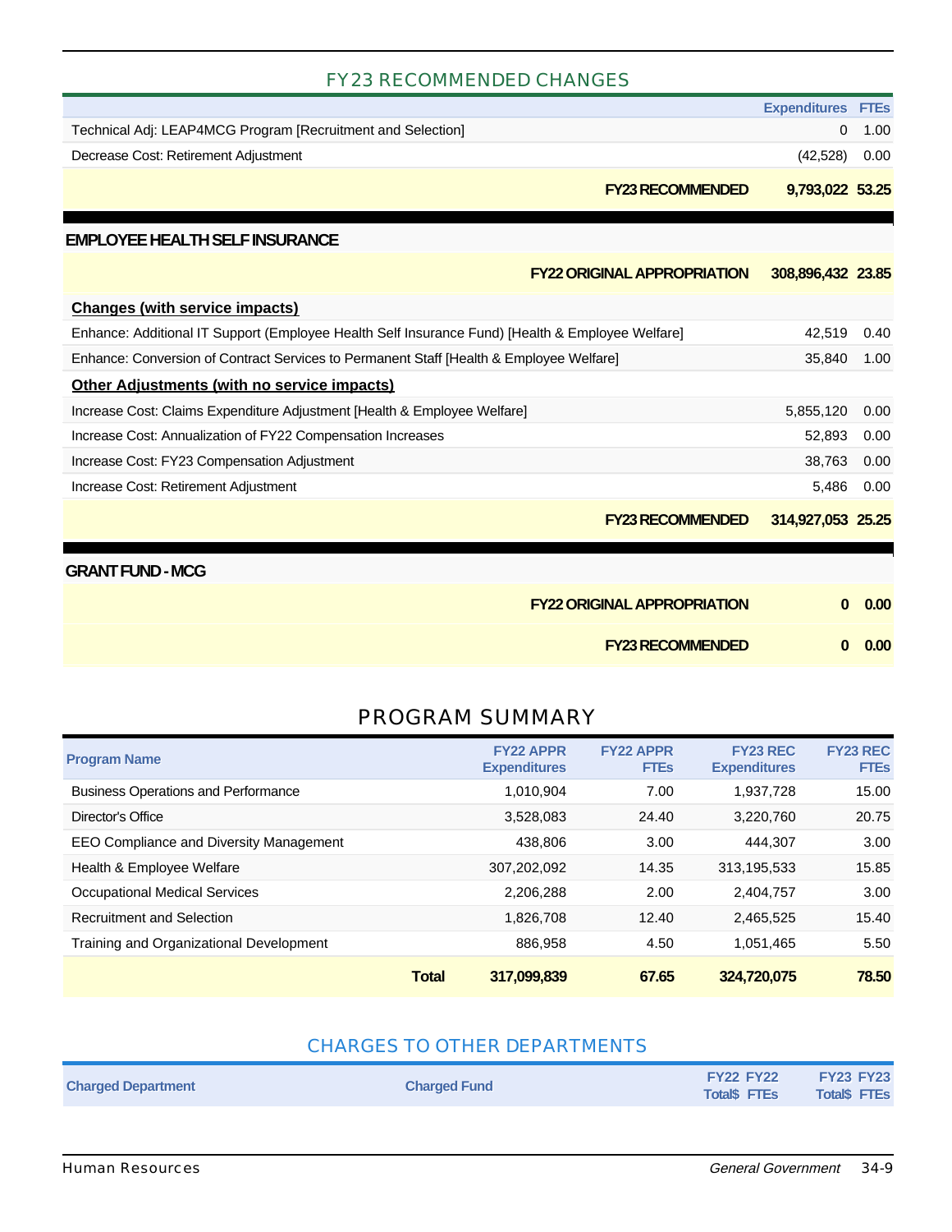## FY23 RECOMMENDED CHANGES

| | Expenditures | FTEs |
|---|---|---|
| Technical Adj: LEAP4MCG Program [Recruitment and Selection] | 0 | 1.00 |
| Decrease Cost: Retirement Adjustment | (42,528) | 0.00 |
| **FY23 RECOMMENDED** | **9,793,022** | **53.25** |

### EMPLOYEE HEALTH SELF INSURANCE

| | Expenditures | FTEs |
|---|---|---|
| **FY22 ORIGINAL APPROPRIATION** | **308,896,432** | **23.85** |
| **Changes (with service impacts)** | | |
| Enhance: Additional IT Support (Employee Health Self Insurance Fund) [Health & Employee Welfare] | 42,519 | 0.40 |
| Enhance: Conversion of Contract Services to Permanent Staff [Health & Employee Welfare] | 35,840 | 1.00 |
| **Other Adjustments (with no service impacts)** | | |
| Increase Cost: Claims Expenditure Adjustment [Health & Employee Welfare] | 5,855,120 | 0.00 |
| Increase Cost: Annualization of FY22 Compensation Increases | 52,893 | 0.00 |
| Increase Cost: FY23 Compensation Adjustment | 38,763 | 0.00 |
| Increase Cost: Retirement Adjustment | 5,486 | 0.00 |
| **FY23 RECOMMENDED** | **314,927,053** | **25.25** |

### GRANT FUND - MCG

| | Expenditures | FTEs |
|---|---|---|
| **FY22 ORIGINAL APPROPRIATION** | **0** | **0.00** |
| **FY23 RECOMMENDED** | **0** | **0.00** |

## PROGRAM SUMMARY

| Program Name | FY22 APPR Expenditures | FY22 APPR FTEs | FY23 REC Expenditures | FY23 REC FTEs |
|---|---|---|---|---|
| Business Operations and Performance | 1,010,904 | 7.00 | 1,937,728 | 15.00 |
| Director's Office | 3,528,083 | 24.40 | 3,220,760 | 20.75 |
| EEO Compliance and Diversity Management | 438,806 | 3.00 | 444,307 | 3.00 |
| Health & Employee Welfare | 307,202,092 | 14.35 | 313,195,533 | 15.85 |
| Occupational Medical Services | 2,206,288 | 2.00 | 2,404,757 | 3.00 |
| Recruitment and Selection | 1,826,708 | 12.40 | 2,465,525 | 15.40 |
| Training and Organizational Development | 886,958 | 4.50 | 1,051,465 | 5.50 |
| **Total** | **317,099,839** | **67.65** | **324,720,075** | **78.50** |

## CHARGES TO OTHER DEPARTMENTS

| Charged Department | Charged Fund | FY22 Total$ | FY22 FTEs | FY23 Total$ | FY23 FTEs |
|---|---|---|---|---|---|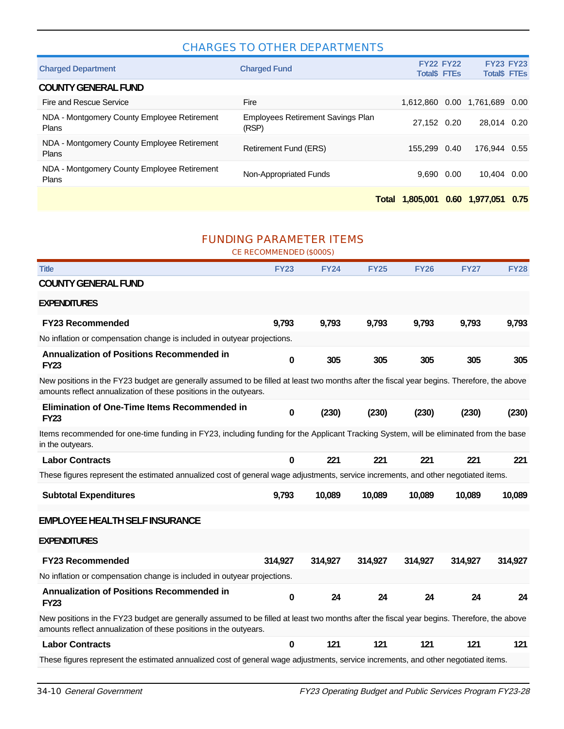## CHARGES TO OTHER DEPARTMENTS

| Charged Department | Charged Fund | FY22 Total$ | FY22 FTEs | FY23 Total$ | FY23 FTEs |
|---|---|---|---|---|---|
| **COUNTY GENERAL FUND** | | | | | |
| Fire and Rescue Service | Fire | 1,612,860 | 0.00 | 1,761,689 | 0.00 |
| NDA - Montgomery County Employee Retirement Plans | Employees Retirement Savings Plan (RSP) | 27,152 | 0.20 | 28,014 | 0.20 |
| NDA - Montgomery County Employee Retirement Plans | Retirement Fund (ERS) | 155,299 | 0.40 | 176,944 | 0.55 |
| NDA - Montgomery County Employee Retirement Plans | Non-Appropriated Funds | 9,690 | 0.00 | 10,404 | 0.00 |
| | **Total** | **1,805,001** | **0.60** | **1,977,051** | **0.75** |

## FUNDING PARAMETER ITEMS

CE RECOMMENDED ($000S)

| Title | FY23 | FY24 | FY25 | FY26 | FY27 | FY28 |
|---|---|---|---|---|---|---|
| **COUNTY GENERAL FUND** | | | | | | |
| **EXPENDITURES** | | | | | | |
| **FY23 Recommended** | 9,793 | 9,793 | 9,793 | 9,793 | 9,793 | 9,793 |
| No inflation or compensation change is included in outyear projections. | | | | | | |
| **Annualization of Positions Recommended in FY23** | 0 | 305 | 305 | 305 | 305 | 305 |
| New positions in the FY23 budget are generally assumed to be filled at least two months after the fiscal year begins. Therefore, the above amounts reflect annualization of these positions in the outyears. | | | | | | |
| **Elimination of One-Time Items Recommended in FY23** | 0 | (230) | (230) | (230) | (230) | (230) |
| Items recommended for one-time funding in FY23, including funding for the Applicant Tracking System, will be eliminated from the base in the outyears. | | | | | | |
| **Labor Contracts** | 0 | 221 | 221 | 221 | 221 | 221 |
| These figures represent the estimated annualized cost of general wage adjustments, service increments, and other negotiated items. | | | | | | |
| **Subtotal Expenditures** | 9,793 | 10,089 | 10,089 | 10,089 | 10,089 | 10,089 |
| **EMPLOYEE HEALTH SELF INSURANCE** | | | | | | |
| **EXPENDITURES** | | | | | | |
| **FY23 Recommended** | 314,927 | 314,927 | 314,927 | 314,927 | 314,927 | 314,927 |
| No inflation or compensation change is included in outyear projections. | | | | | | |
| **Annualization of Positions Recommended in FY23** | 0 | 24 | 24 | 24 | 24 | 24 |
| New positions in the FY23 budget are generally assumed to be filled at least two months after the fiscal year begins. Therefore, the above amounts reflect annualization of these positions in the outyears. | | | | | | |
| **Labor Contracts** | 0 | 121 | 121 | 121 | 121 | 121 |
| These figures represent the estimated annualized cost of general wage adjustments, service increments, and other negotiated items. | | | | | | |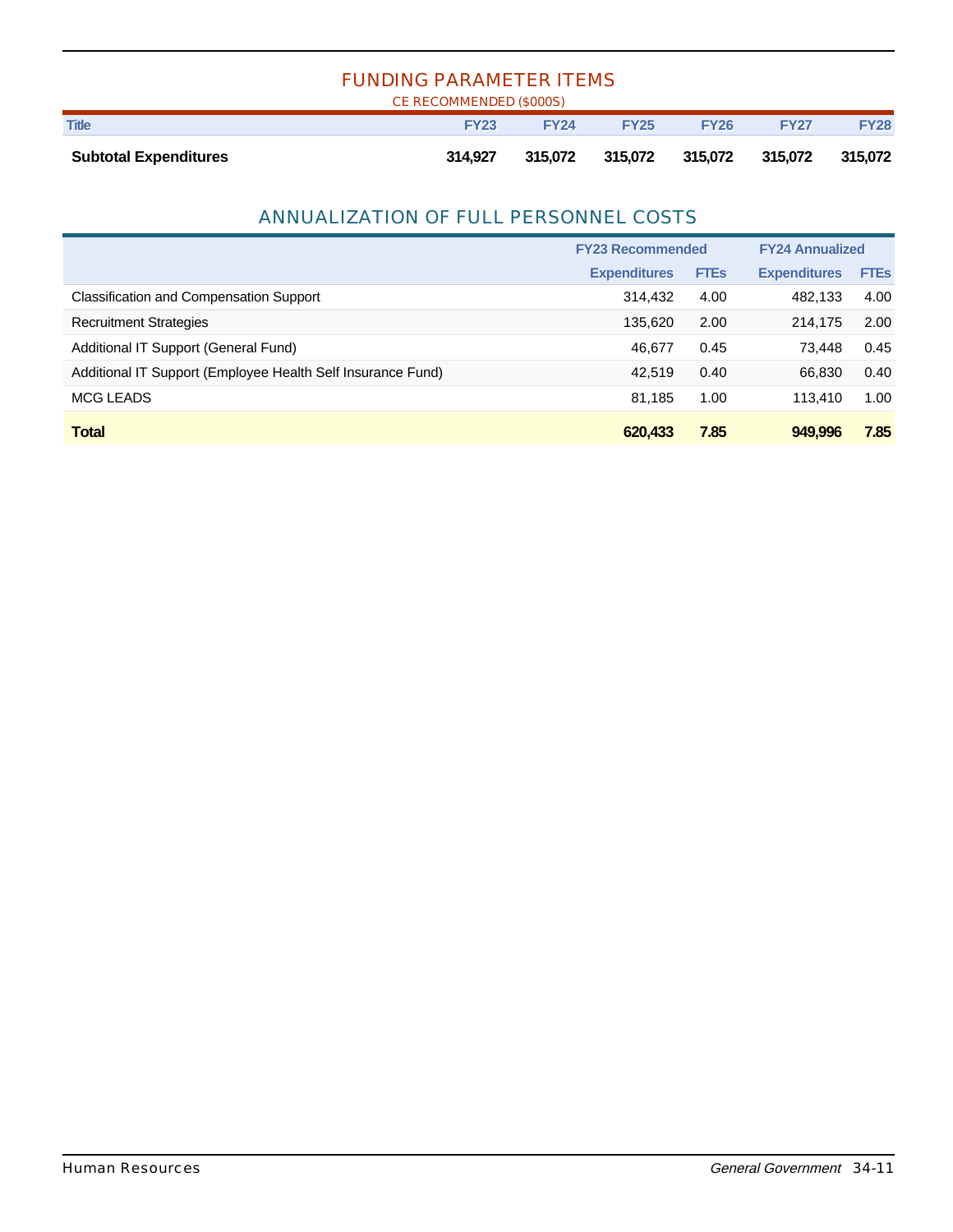## FUNDING PARAMETER ITEMS

CE RECOMMENDED ($000S)

| Title | FY23 | FY24 | FY25 | FY26 | FY27 | FY28 |
|---|---|---|---|---|---|---|
| **Subtotal Expenditures** | **314,927** | **315,072** | **315,072** | **315,072** | **315,072** | **315,072** |

## ANNUALIZATION OF FULL PERSONNEL COSTS

| | FY23 Recommended | | FY24 Annualized | |
|---|---|---|---|---|
| | Expenditures | FTEs | Expenditures | FTEs |
| Classification and Compensation Support | 314,432 | 4.00 | 482,133 | 4.00 |
| Recruitment Strategies | 135,620 | 2.00 | 214,175 | 2.00 |
| Additional IT Support (General Fund) | 46,677 | 0.45 | 73,448 | 0.45 |
| Additional IT Support (Employee Health Self Insurance Fund) | 42,519 | 0.40 | 66,830 | 0.40 |
| MCG LEADS | 81,185 | 1.00 | 113,410 | 1.00 |
| **Total** | **620,433** | **7.85** | **949,996** | **7.85** |